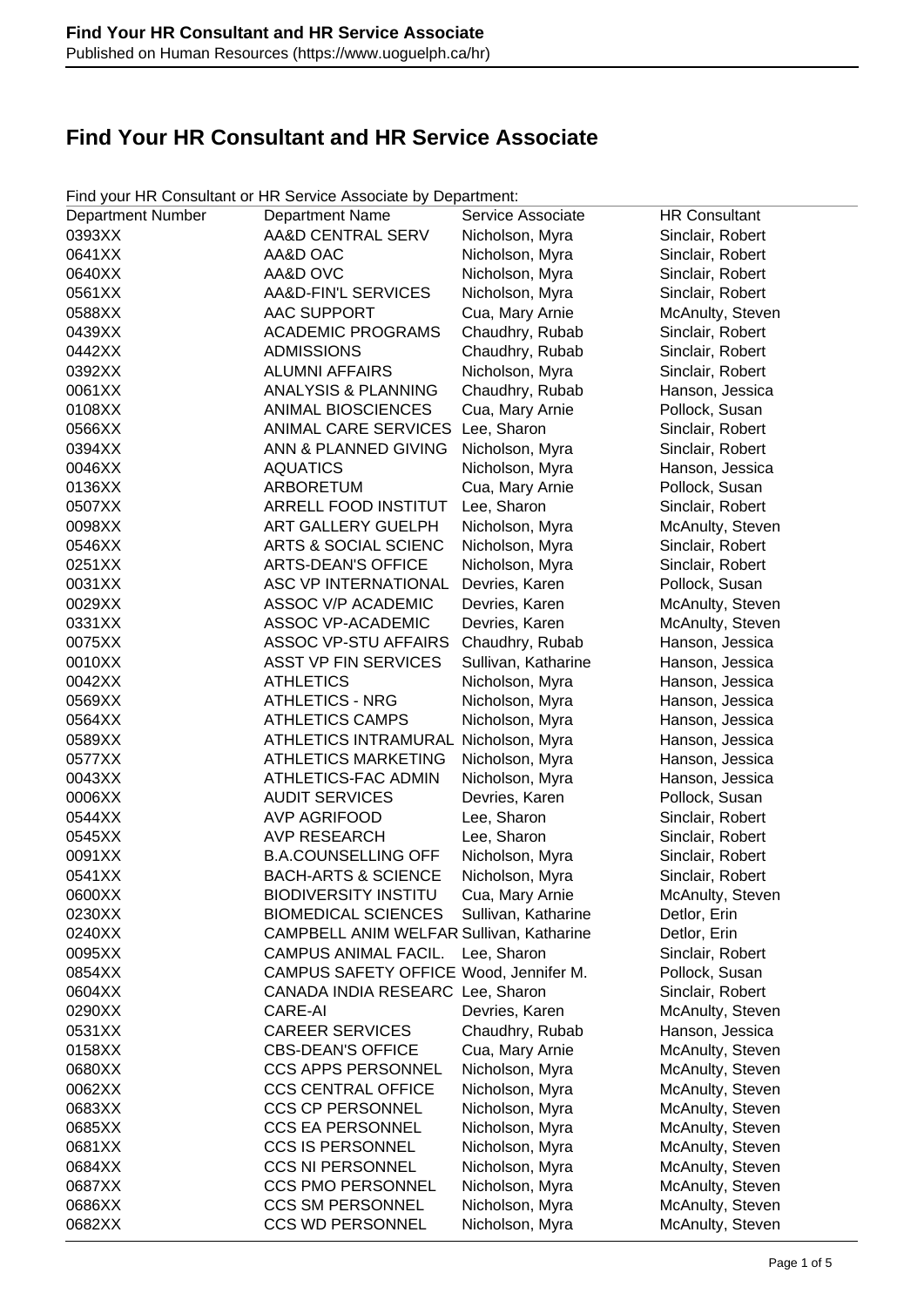# Find Your HR Consultant and HR Service Associate

Find your HR Consultant or HR Service Associate by Department:

| Department Number | Department Name | Service Associate | HR Consultant |
|---|---|---|---|
| 0393XX | AA&D CENTRAL SERV | Nicholson, Myra | Sinclair, Robert |
| 0641XX | AA&D OAC | Nicholson, Myra | Sinclair, Robert |
| 0640XX | AA&D OVC | Nicholson, Myra | Sinclair, Robert |
| 0561XX | AA&D-FIN'L SERVICES | Nicholson, Myra | Sinclair, Robert |
| 0588XX | AAC SUPPORT | Cua, Mary Arnie | McAnulty, Steven |
| 0439XX | ACADEMIC PROGRAMS | Chaudhry, Rubab | Sinclair, Robert |
| 0442XX | ADMISSIONS | Chaudhry, Rubab | Sinclair, Robert |
| 0392XX | ALUMNI AFFAIRS | Nicholson, Myra | Sinclair, Robert |
| 0061XX | ANALYSIS & PLANNING | Chaudhry, Rubab | Hanson, Jessica |
| 0108XX | ANIMAL BIOSCIENCES | Cua, Mary Arnie | Pollock, Susan |
| 0566XX | ANIMAL CARE SERVICES | Lee, Sharon | Sinclair, Robert |
| 0394XX | ANN & PLANNED GIVING | Nicholson, Myra | Sinclair, Robert |
| 0046XX | AQUATICS | Nicholson, Myra | Hanson, Jessica |
| 0136XX | ARBORETUM | Cua, Mary Arnie | Pollock, Susan |
| 0507XX | ARRELL FOOD INSTITUT | Lee, Sharon | Sinclair, Robert |
| 0098XX | ART GALLERY GUELPH | Nicholson, Myra | McAnulty, Steven |
| 0546XX | ARTS & SOCIAL SCIENC | Nicholson, Myra | Sinclair, Robert |
| 0251XX | ARTS-DEAN'S OFFICE | Nicholson, Myra | Sinclair, Robert |
| 0031XX | ASC VP INTERNATIONAL | Devries, Karen | Pollock, Susan |
| 0029XX | ASSOC V/P ACADEMIC | Devries, Karen | McAnulty, Steven |
| 0331XX | ASSOC VP-ACADEMIC | Devries, Karen | McAnulty, Steven |
| 0075XX | ASSOC VP-STU AFFAIRS | Chaudhry, Rubab | Hanson, Jessica |
| 0010XX | ASST VP FIN SERVICES | Sullivan, Katharine | Hanson, Jessica |
| 0042XX | ATHLETICS | Nicholson, Myra | Hanson, Jessica |
| 0569XX | ATHLETICS - NRG | Nicholson, Myra | Hanson, Jessica |
| 0564XX | ATHLETICS CAMPS | Nicholson, Myra | Hanson, Jessica |
| 0589XX | ATHLETICS INTRAMURAL | Nicholson, Myra | Hanson, Jessica |
| 0577XX | ATHLETICS MARKETING | Nicholson, Myra | Hanson, Jessica |
| 0043XX | ATHLETICS-FAC ADMIN | Nicholson, Myra | Hanson, Jessica |
| 0006XX | AUDIT SERVICES | Devries, Karen | Pollock, Susan |
| 0544XX | AVP AGRIFOOD | Lee, Sharon | Sinclair, Robert |
| 0545XX | AVP RESEARCH | Lee, Sharon | Sinclair, Robert |
| 0091XX | B.A.COUNSELLING OFF | Nicholson, Myra | Sinclair, Robert |
| 0541XX | BACH-ARTS & SCIENCE | Nicholson, Myra | Sinclair, Robert |
| 0600XX | BIODIVERSITY INSTITU | Cua, Mary Arnie | McAnulty, Steven |
| 0230XX | BIOMEDICAL SCIENCES | Sullivan, Katharine | Detlor, Erin |
| 0240XX | CAMPBELL ANIM WELFAR | Sullivan, Katharine | Detlor, Erin |
| 0095XX | CAMPUS ANIMAL FACIL. | Lee, Sharon | Sinclair, Robert |
| 0854XX | CAMPUS SAFETY OFFICE | Wood, Jennifer M. | Pollock, Susan |
| 0604XX | CANADA INDIA RESEARC | Lee, Sharon | Sinclair, Robert |
| 0290XX | CARE-AI | Devries, Karen | McAnulty, Steven |
| 0531XX | CAREER SERVICES | Chaudhry, Rubab | Hanson, Jessica |
| 0158XX | CBS-DEAN'S OFFICE | Cua, Mary Arnie | McAnulty, Steven |
| 0680XX | CCS APPS PERSONNEL | Nicholson, Myra | McAnulty, Steven |
| 0062XX | CCS CENTRAL OFFICE | Nicholson, Myra | McAnulty, Steven |
| 0683XX | CCS CP PERSONNEL | Nicholson, Myra | McAnulty, Steven |
| 0685XX | CCS EA PERSONNEL | Nicholson, Myra | McAnulty, Steven |
| 0681XX | CCS IS PERSONNEL | Nicholson, Myra | McAnulty, Steven |
| 0684XX | CCS NI PERSONNEL | Nicholson, Myra | McAnulty, Steven |
| 0687XX | CCS PMO PERSONNEL | Nicholson, Myra | McAnulty, Steven |
| 0686XX | CCS SM PERSONNEL | Nicholson, Myra | McAnulty, Steven |
| 0682XX | CCS WD PERSONNEL | Nicholson, Myra | McAnulty, Steven |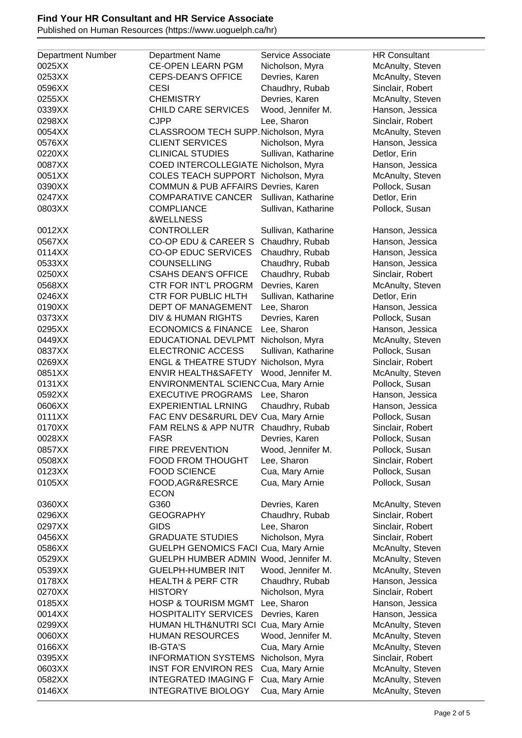**Find Your HR Consultant and HR Service Associate**
Published on Human Resources (https://www.uoguelph.ca/hr)

| Department Number | Department Name | Service Associate | HR Consultant |
|---|---|---|---|
| 0025XX | CE-OPEN LEARN PGM | Nicholson, Myra | McAnulty, Steven |
| 0253XX | CEPS-DEAN'S OFFICE | Devries, Karen | McAnulty, Steven |
| 0596XX | CESI | Chaudhry, Rubab | Sinclair, Robert |
| 0255XX | CHEMISTRY | Devries, Karen | McAnulty, Steven |
| 0339XX | CHILD CARE SERVICES | Wood, Jennifer M. | Hanson, Jessica |
| 0298XX | CJPP | Lee, Sharon | Sinclair, Robert |
| 0054XX | CLASSROOM TECH SUPP. | Nicholson, Myra | McAnulty, Steven |
| 0576XX | CLIENT SERVICES | Nicholson, Myra | Hanson, Jessica |
| 0220XX | CLINICAL STUDIES | Sullivan, Katharine | Detlor, Erin |
| 0087XX | COED INTERCOLLEGIATE | Nicholson, Myra | Hanson, Jessica |
| 0051XX | COLES TEACH SUPPORT | Nicholson, Myra | McAnulty, Steven |
| 0390XX | COMMUN & PUB AFFAIRS | Devries, Karen | Pollock, Susan |
| 0247XX | COMPARATIVE CANCER | Sullivan, Katharine | Detlor, Erin |
| 0803XX | COMPLIANCE &WELLNESS | Sullivan, Katharine | Pollock, Susan |
| 0012XX | CONTROLLER | Sullivan, Katharine | Hanson, Jessica |
| 0567XX | CO-OP EDU & CAREER S | Chaudhry, Rubab | Hanson, Jessica |
| 0114XX | CO-OP EDUC SERVICES | Chaudhry, Rubab | Hanson, Jessica |
| 0533XX | COUNSELLING | Chaudhry, Rubab | Hanson, Jessica |
| 0250XX | CSAHS DEAN'S OFFICE | Chaudhry, Rubab | Sinclair, Robert |
| 0568XX | CTR FOR INT'L PROGRM | Devries, Karen | McAnulty, Steven |
| 0246XX | CTR FOR PUBLIC HLTH | Sullivan, Katharine | Detlor, Erin |
| 0190XX | DEPT OF MANAGEMENT | Lee, Sharon | Hanson, Jessica |
| 0373XX | DIV & HUMAN RIGHTS | Devries, Karen | Pollock, Susan |
| 0295XX | ECONOMICS & FINANCE | Lee, Sharon | Hanson, Jessica |
| 0449XX | EDUCATIONAL DEVLPMT | Nicholson, Myra | McAnulty, Steven |
| 0837XX | ELECTRONIC ACCESS | Sullivan, Katharine | Pollock, Susan |
| 0269XX | ENGL & THEATRE STUDY | Nicholson, Myra | Sinclair, Robert |
| 0851XX | ENVIR HEALTH&SAFETY | Wood, Jennifer M. | McAnulty, Steven |
| 0131XX | ENVIRONMENTAL SCIENC | Cua, Mary Arnie | Pollock, Susan |
| 0592XX | EXECUTIVE PROGRAMS | Lee, Sharon | Hanson, Jessica |
| 0606XX | EXPERIENTIAL LRNING | Chaudhry, Rubab | Hanson, Jessica |
| 0111XX | FAC ENV DES&RURL DEV | Cua, Mary Arnie | Pollock, Susan |
| 0170XX | FAM RELNS & APP NUTR | Chaudhry, Rubab | Sinclair, Robert |
| 0028XX | FASR | Devries, Karen | Pollock, Susan |
| 0857XX | FIRE PREVENTION | Wood, Jennifer M. | Pollock, Susan |
| 0508XX | FOOD FROM THOUGHT | Lee, Sharon | Sinclair, Robert |
| 0123XX | FOOD SCIENCE | Cua, Mary Arnie | Pollock, Susan |
| 0105XX | FOOD,AGR&RESRCE ECON | Cua, Mary Arnie | Pollock, Susan |
| 0360XX | G360 | Devries, Karen | McAnulty, Steven |
| 0296XX | GEOGRAPHY | Chaudhry, Rubab | Sinclair, Robert |
| 0297XX | GIDS | Lee, Sharon | Sinclair, Robert |
| 0456XX | GRADUATE STUDIES | Nicholson, Myra | Sinclair, Robert |
| 0586XX | GUELPH GENOMICS FACI | Cua, Mary Arnie | McAnulty, Steven |
| 0529XX | GUELPH HUMBER ADMIN | Wood, Jennifer M. | McAnulty, Steven |
| 0539XX | GUELPH-HUMBER INIT | Wood, Jennifer M. | McAnulty, Steven |
| 0178XX | HEALTH & PERF CTR | Chaudhry, Rubab | Hanson, Jessica |
| 0270XX | HISTORY | Nicholson, Myra | Sinclair, Robert |
| 0185XX | HOSP & TOURISM MGMT | Lee, Sharon | Hanson, Jessica |
| 0014XX | HOSPITALITY SERVICES | Devries, Karen | Hanson, Jessica |
| 0299XX | HUMAN HLTH&NUTRI SCI | Cua, Mary Arnie | McAnulty, Steven |
| 0060XX | HUMAN RESOURCES | Wood, Jennifer M. | McAnulty, Steven |
| 0166XX | IB-GTA'S | Cua, Mary Arnie | McAnulty, Steven |
| 0395XX | INFORMATION SYSTEMS | Nicholson, Myra | Sinclair, Robert |
| 0603XX | INST FOR ENVIRON RES | Cua, Mary Arnie | McAnulty, Steven |
| 0582XX | INTEGRATED IMAGING F | Cua, Mary Arnie | McAnulty, Steven |
| 0146XX | INTEGRATIVE BIOLOGY | Cua, Mary Arnie | McAnulty, Steven |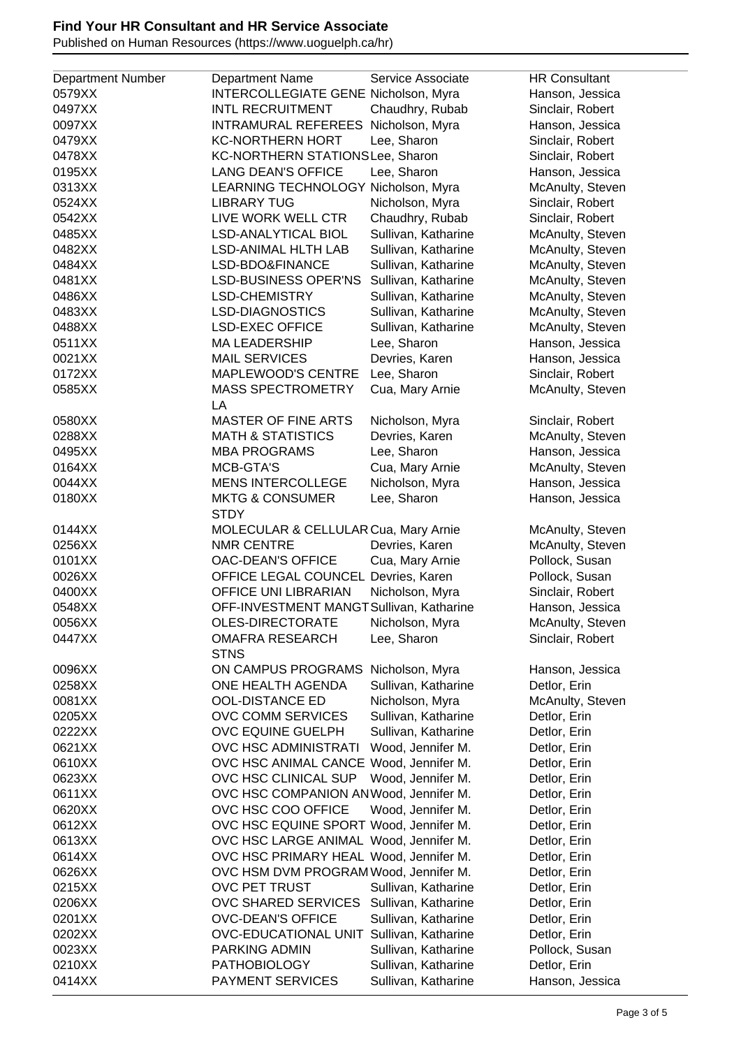**Find Your HR Consultant and HR Service Associate**
Published on Human Resources (https://www.uoguelph.ca/hr)

| Department Number | Department Name | Service Associate | HR Consultant |
|---|---|---|---|
| 0579XX | INTERCOLLEGIATE GENE | Nicholson, Myra | Hanson, Jessica |
| 0497XX | INTL RECRUITMENT | Chaudhry, Rubab | Sinclair, Robert |
| 0097XX | INTRAMURAL REFEREES | Nicholson, Myra | Hanson, Jessica |
| 0479XX | KC-NORTHERN HORT | Lee, Sharon | Sinclair, Robert |
| 0478XX | KC-NORTHERN STATIONS | Lee, Sharon | Sinclair, Robert |
| 0195XX | LANG DEAN'S OFFICE | Lee, Sharon | Hanson, Jessica |
| 0313XX | LEARNING TECHNOLOGY | Nicholson, Myra | McAnulty, Steven |
| 0524XX | LIBRARY TUG | Nicholson, Myra | Sinclair, Robert |
| 0542XX | LIVE WORK WELL CTR | Chaudhry, Rubab | Sinclair, Robert |
| 0485XX | LSD-ANALYTICAL BIOL | Sullivan, Katharine | McAnulty, Steven |
| 0482XX | LSD-ANIMAL HLTH LAB | Sullivan, Katharine | McAnulty, Steven |
| 0484XX | LSD-BDO&FINANCE | Sullivan, Katharine | McAnulty, Steven |
| 0481XX | LSD-BUSINESS OPER'NS | Sullivan, Katharine | McAnulty, Steven |
| 0486XX | LSD-CHEMISTRY | Sullivan, Katharine | McAnulty, Steven |
| 0483XX | LSD-DIAGNOSTICS | Sullivan, Katharine | McAnulty, Steven |
| 0488XX | LSD-EXEC OFFICE | Sullivan, Katharine | McAnulty, Steven |
| 0511XX | MA LEADERSHIP | Lee, Sharon | Hanson, Jessica |
| 0021XX | MAIL SERVICES | Devries, Karen | Hanson, Jessica |
| 0172XX | MAPLEWOOD'S CENTRE | Lee, Sharon | Sinclair, Robert |
| 0585XX | MASS SPECTROMETRY LA | Cua, Mary Arnie | McAnulty, Steven |
| 0580XX | MASTER OF FINE ARTS | Nicholson, Myra | Sinclair, Robert |
| 0288XX | MATH & STATISTICS | Devries, Karen | McAnulty, Steven |
| 0495XX | MBA PROGRAMS | Lee, Sharon | Hanson, Jessica |
| 0164XX | MCB-GTA'S | Cua, Mary Arnie | McAnulty, Steven |
| 0044XX | MENS INTERCOLLEGE | Nicholson, Myra | Hanson, Jessica |
| 0180XX | MKTG & CONSUMER STDY | Lee, Sharon | Hanson, Jessica |
| 0144XX | MOLECULAR & CELLULAR | Cua, Mary Arnie | McAnulty, Steven |
| 0256XX | NMR CENTRE | Devries, Karen | McAnulty, Steven |
| 0101XX | OAC-DEAN'S OFFICE | Cua, Mary Arnie | Pollock, Susan |
| 0026XX | OFFICE LEGAL COUNCEL | Devries, Karen | Pollock, Susan |
| 0400XX | OFFICE UNI LIBRARIAN | Nicholson, Myra | Sinclair, Robert |
| 0548XX | OFF-INVESTMENT MANGT | Sullivan, Katharine | Hanson, Jessica |
| 0056XX | OLES-DIRECTORATE | Nicholson, Myra | McAnulty, Steven |
| 0447XX | OMAFRA RESEARCH STNS | Lee, Sharon | Sinclair, Robert |
| 0096XX | ON CAMPUS PROGRAMS | Nicholson, Myra | Hanson, Jessica |
| 0258XX | ONE HEALTH AGENDA | Sullivan, Katharine | Detlor, Erin |
| 0081XX | OOL-DISTANCE ED | Nicholson, Myra | McAnulty, Steven |
| 0205XX | OVC COMM SERVICES | Sullivan, Katharine | Detlor, Erin |
| 0222XX | OVC EQUINE GUELPH | Sullivan, Katharine | Detlor, Erin |
| 0621XX | OVC HSC ADMINISTRATI | Wood, Jennifer M. | Detlor, Erin |
| 0610XX | OVC HSC ANIMAL CANCE | Wood, Jennifer M. | Detlor, Erin |
| 0623XX | OVC HSC CLINICAL SUP | Wood, Jennifer M. | Detlor, Erin |
| 0611XX | OVC HSC COMPANION AN | Wood, Jennifer M. | Detlor, Erin |
| 0620XX | OVC HSC COO OFFICE | Wood, Jennifer M. | Detlor, Erin |
| 0612XX | OVC HSC EQUINE SPORT | Wood, Jennifer M. | Detlor, Erin |
| 0613XX | OVC HSC LARGE ANIMAL | Wood, Jennifer M. | Detlor, Erin |
| 0614XX | OVC HSC PRIMARY HEAL | Wood, Jennifer M. | Detlor, Erin |
| 0626XX | OVC HSM DVM PROGRAM | Wood, Jennifer M. | Detlor, Erin |
| 0215XX | OVC PET TRUST | Sullivan, Katharine | Detlor, Erin |
| 0206XX | OVC SHARED SERVICES | Sullivan, Katharine | Detlor, Erin |
| 0201XX | OVC-DEAN'S OFFICE | Sullivan, Katharine | Detlor, Erin |
| 0202XX | OVC-EDUCATIONAL UNIT | Sullivan, Katharine | Detlor, Erin |
| 0023XX | PARKING ADMIN | Sullivan, Katharine | Pollock, Susan |
| 0210XX | PATHOBIOLOGY | Sullivan, Katharine | Detlor, Erin |
| 0414XX | PAYMENT SERVICES | Sullivan, Katharine | Hanson, Jessica |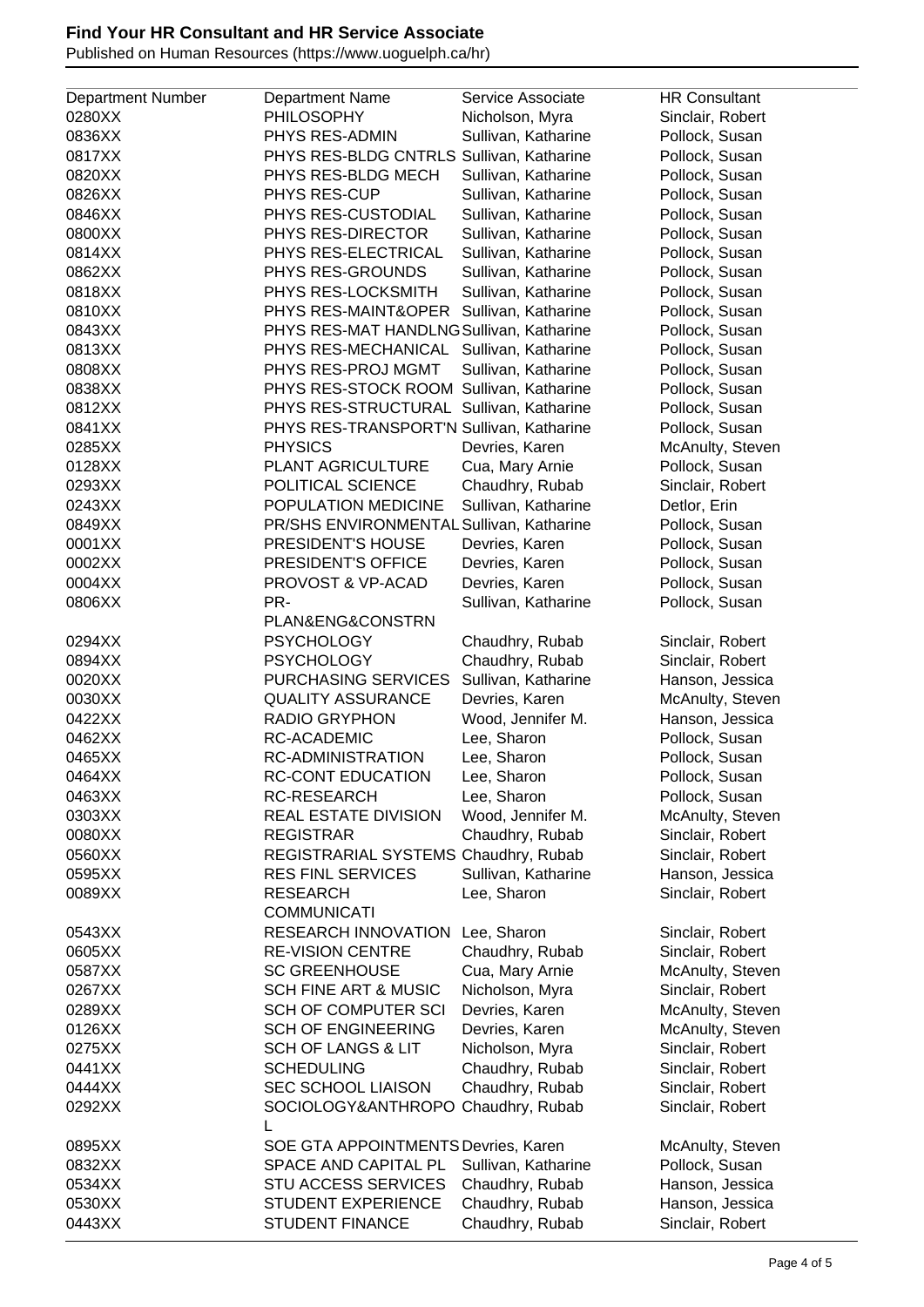# Find Your HR Consultant and HR Service Associate

Published on Human Resources (https://www.uoguelph.ca/hr)

| Department Number | Department Name | Service Associate | HR Consultant |
|---|---|---|---|
| 0280XX | PHILOSOPHY | Nicholson, Myra | Sinclair, Robert |
| 0836XX | PHYS RES-ADMIN | Sullivan, Katharine | Pollock, Susan |
| 0817XX | PHYS RES-BLDG CNTRLS | Sullivan, Katharine | Pollock, Susan |
| 0820XX | PHYS RES-BLDG MECH | Sullivan, Katharine | Pollock, Susan |
| 0826XX | PHYS RES-CUP | Sullivan, Katharine | Pollock, Susan |
| 0846XX | PHYS RES-CUSTODIAL | Sullivan, Katharine | Pollock, Susan |
| 0800XX | PHYS RES-DIRECTOR | Sullivan, Katharine | Pollock, Susan |
| 0814XX | PHYS RES-ELECTRICAL | Sullivan, Katharine | Pollock, Susan |
| 0862XX | PHYS RES-GROUNDS | Sullivan, Katharine | Pollock, Susan |
| 0818XX | PHYS RES-LOCKSMITH | Sullivan, Katharine | Pollock, Susan |
| 0810XX | PHYS RES-MAINT&OPER | Sullivan, Katharine | Pollock, Susan |
| 0843XX | PHYS RES-MAT HANDLNG | Sullivan, Katharine | Pollock, Susan |
| 0813XX | PHYS RES-MECHANICAL | Sullivan, Katharine | Pollock, Susan |
| 0808XX | PHYS RES-PROJ MGMT | Sullivan, Katharine | Pollock, Susan |
| 0838XX | PHYS RES-STOCK ROOM | Sullivan, Katharine | Pollock, Susan |
| 0812XX | PHYS RES-STRUCTURAL | Sullivan, Katharine | Pollock, Susan |
| 0841XX | PHYS RES-TRANSPORT'N | Sullivan, Katharine | Pollock, Susan |
| 0285XX | PHYSICS | Devries, Karen | McAnulty, Steven |
| 0128XX | PLANT AGRICULTURE | Cua, Mary Arnie | Pollock, Susan |
| 0293XX | POLITICAL SCIENCE | Chaudhry, Rubab | Sinclair, Robert |
| 0243XX | POPULATION MEDICINE | Sullivan, Katharine | Detlor, Erin |
| 0849XX | PR/SHS ENVIRONMENTAL | Sullivan, Katharine | Pollock, Susan |
| 0001XX | PRESIDENT'S HOUSE | Devries, Karen | Pollock, Susan |
| 0002XX | PRESIDENT'S OFFICE | Devries, Karen | Pollock, Susan |
| 0004XX | PROVOST & VP-ACAD | Devries, Karen | Pollock, Susan |
| 0806XX | PR-PLAN&ENG&CONSTRN | Sullivan, Katharine | Pollock, Susan |
| 0294XX | PSYCHOLOGY | Chaudhry, Rubab | Sinclair, Robert |
| 0894XX | PSYCHOLOGY | Chaudhry, Rubab | Sinclair, Robert |
| 0020XX | PURCHASING SERVICES | Sullivan, Katharine | Hanson, Jessica |
| 0030XX | QUALITY ASSURANCE | Devries, Karen | McAnulty, Steven |
| 0422XX | RADIO GRYPHON | Wood, Jennifer M. | Hanson, Jessica |
| 0462XX | RC-ACADEMIC | Lee, Sharon | Pollock, Susan |
| 0465XX | RC-ADMINISTRATION | Lee, Sharon | Pollock, Susan |
| 0464XX | RC-CONT EDUCATION | Lee, Sharon | Pollock, Susan |
| 0463XX | RC-RESEARCH | Lee, Sharon | Pollock, Susan |
| 0303XX | REAL ESTATE DIVISION | Wood, Jennifer M. | McAnulty, Steven |
| 0080XX | REGISTRAR | Chaudhry, Rubab | Sinclair, Robert |
| 0560XX | REGISTRARIAL SYSTEMS | Chaudhry, Rubab | Sinclair, Robert |
| 0595XX | RES FINL SERVICES | Sullivan, Katharine | Hanson, Jessica |
| 0089XX | RESEARCH COMMUNICATI | Lee, Sharon | Sinclair, Robert |
| 0543XX | RESEARCH INNOVATION | Lee, Sharon | Sinclair, Robert |
| 0605XX | RE-VISION CENTRE | Chaudhry, Rubab | Sinclair, Robert |
| 0587XX | SC GREENHOUSE | Cua, Mary Arnie | McAnulty, Steven |
| 0267XX | SCH FINE ART & MUSIC | Nicholson, Myra | Sinclair, Robert |
| 0289XX | SCH OF COMPUTER SCI | Devries, Karen | McAnulty, Steven |
| 0126XX | SCH OF ENGINEERING | Devries, Karen | McAnulty, Steven |
| 0275XX | SCH OF LANGS & LIT | Nicholson, Myra | Sinclair, Robert |
| 0441XX | SCHEDULING | Chaudhry, Rubab | Sinclair, Robert |
| 0444XX | SEC SCHOOL LIAISON | Chaudhry, Rubab | Sinclair, Robert |
| 0292XX | SOCIOLOGY&ANTHROPOL | Chaudhry, Rubab | Sinclair, Robert |
| 0895XX | SOE GTA APPOINTMENTS | Devries, Karen | McAnulty, Steven |
| 0832XX | SPACE AND CAPITAL PL | Sullivan, Katharine | Pollock, Susan |
| 0534XX | STU ACCESS SERVICES | Chaudhry, Rubab | Hanson, Jessica |
| 0530XX | STUDENT EXPERIENCE | Chaudhry, Rubab | Hanson, Jessica |
| 0443XX | STUDENT FINANCE | Chaudhry, Rubab | Sinclair, Robert |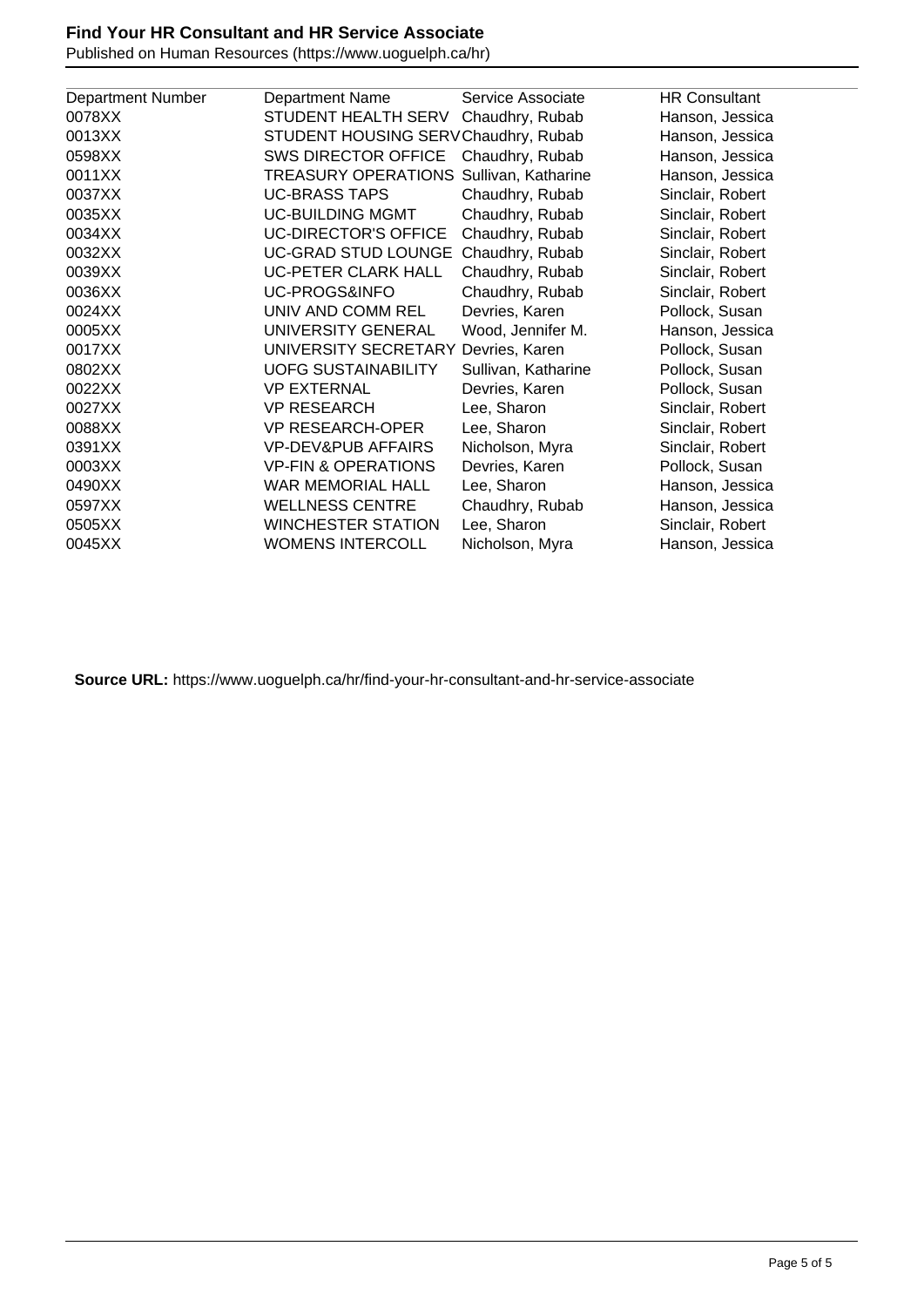| Department Number | Department Name | Service Associate | HR Consultant |
| --- | --- | --- | --- |
| 0078XX | STUDENT HEALTH SERV | Chaudhry, Rubab | Hanson, Jessica |
| 0013XX | STUDENT HOUSING SERV | Chaudhry, Rubab | Hanson, Jessica |
| 0598XX | SWS DIRECTOR OFFICE | Chaudhry, Rubab | Hanson, Jessica |
| 0011XX | TREASURY OPERATIONS | Sullivan, Katharine | Hanson, Jessica |
| 0037XX | UC-BRASS TAPS | Chaudhry, Rubab | Sinclair, Robert |
| 0035XX | UC-BUILDING MGMT | Chaudhry, Rubab | Sinclair, Robert |
| 0034XX | UC-DIRECTOR'S OFFICE | Chaudhry, Rubab | Sinclair, Robert |
| 0032XX | UC-GRAD STUD LOUNGE | Chaudhry, Rubab | Sinclair, Robert |
| 0039XX | UC-PETER CLARK HALL | Chaudhry, Rubab | Sinclair, Robert |
| 0036XX | UC-PROGS&INFO | Chaudhry, Rubab | Sinclair, Robert |
| 0024XX | UNIV AND COMM REL | Devries, Karen | Pollock, Susan |
| 0005XX | UNIVERSITY GENERAL | Wood, Jennifer M. | Hanson, Jessica |
| 0017XX | UNIVERSITY SECRETARY | Devries, Karen | Pollock, Susan |
| 0802XX | UOFG SUSTAINABILITY | Sullivan, Katharine | Pollock, Susan |
| 0022XX | VP EXTERNAL | Devries, Karen | Pollock, Susan |
| 0027XX | VP RESEARCH | Lee, Sharon | Sinclair, Robert |
| 0088XX | VP RESEARCH-OPER | Lee, Sharon | Sinclair, Robert |
| 0391XX | VP-DEV&PUB AFFAIRS | Nicholson, Myra | Sinclair, Robert |
| 0003XX | VP-FIN & OPERATIONS | Devries, Karen | Pollock, Susan |
| 0490XX | WAR MEMORIAL HALL | Lee, Sharon | Hanson, Jessica |
| 0597XX | WELLNESS CENTRE | Chaudhry, Rubab | Hanson, Jessica |
| 0505XX | WINCHESTER STATION | Lee, Sharon | Sinclair, Robert |
| 0045XX | WOMENS INTERCOLL | Nicholson, Myra | Hanson, Jessica |

**Source URL:** https://www.uoguelph.ca/hr/find-your-hr-consultant-and-hr-service-associate